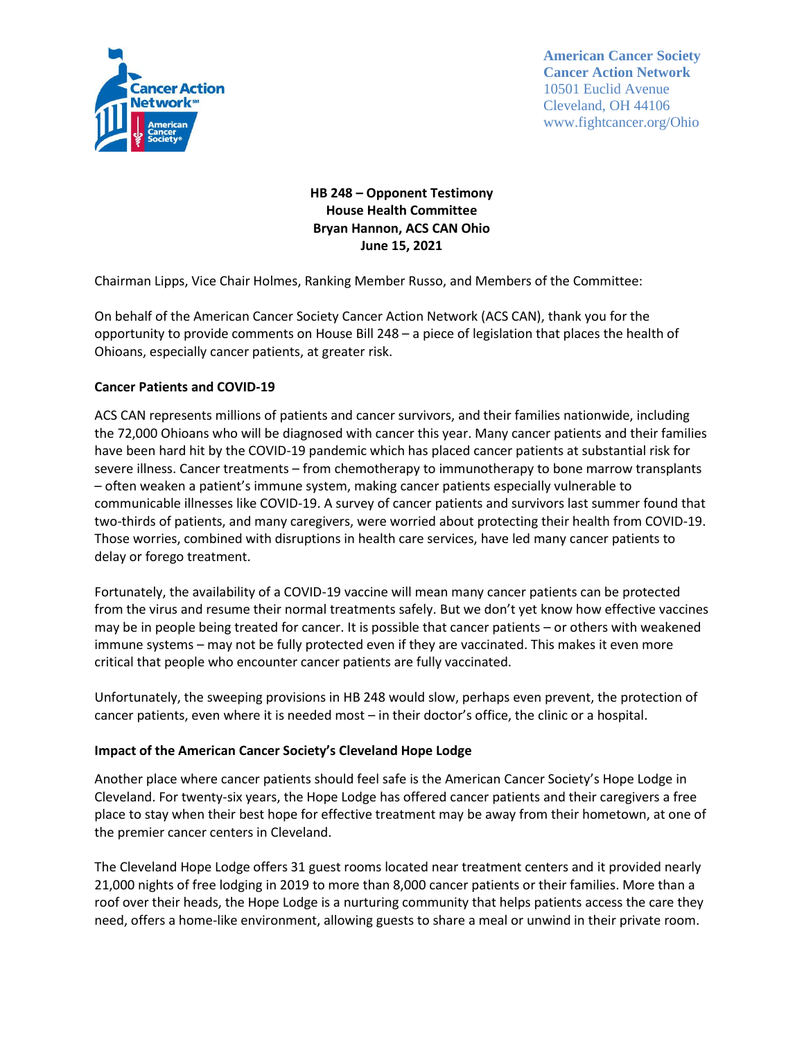American Cancer Society
Cancer Action Network
10501 Euclid Avenue
Cleveland, OH 44106
www.fightcancer.org/Ohio

**HB 248 – Opponent Testimony**
**House Health Committee**
**Bryan Hannon, ACS CAN Ohio**
**June 15, 2021**

Chairman Lipps, Vice Chair Holmes, Ranking Member Russo, and Members of the Committee:

On behalf of the American Cancer Society Cancer Action Network (ACS CAN), thank you for the opportunity to provide comments on House Bill 248 – a piece of legislation that places the health of Ohioans, especially cancer patients, at greater risk.

**Cancer Patients and COVID-19**

ACS CAN represents millions of patients and cancer survivors, and their families nationwide, including the 72,000 Ohioans who will be diagnosed with cancer this year. Many cancer patients and their families have been hard hit by the COVID-19 pandemic which has placed cancer patients at substantial risk for severe illness. Cancer treatments – from chemotherapy to immunotherapy to bone marrow transplants – often weaken a patient's immune system, making cancer patients especially vulnerable to communicable illnesses like COVID-19. A survey of cancer patients and survivors last summer found that two-thirds of patients, and many caregivers, were worried about protecting their health from COVID-19. Those worries, combined with disruptions in health care services, have led many cancer patients to delay or forego treatment.

Fortunately, the availability of a COVID-19 vaccine will mean many cancer patients can be protected from the virus and resume their normal treatments safely. But we don't yet know how effective vaccines may be in people being treated for cancer. It is possible that cancer patients – or others with weakened immune systems – may not be fully protected even if they are vaccinated. This makes it even more critical that people who encounter cancer patients are fully vaccinated.

Unfortunately, the sweeping provisions in HB 248 would slow, perhaps even prevent, the protection of cancer patients, even where it is needed most – in their doctor's office, the clinic or a hospital.

**Impact of the American Cancer Society's Cleveland Hope Lodge**

Another place where cancer patients should feel safe is the American Cancer Society's Hope Lodge in Cleveland. For twenty-six years, the Hope Lodge has offered cancer patients and their caregivers a free place to stay when their best hope for effective treatment may be away from their hometown, at one of the premier cancer centers in Cleveland.

The Cleveland Hope Lodge offers 31 guest rooms located near treatment centers and it provided nearly 21,000 nights of free lodging in 2019 to more than 8,000 cancer patients or their families. More than a roof over their heads, the Hope Lodge is a nurturing community that helps patients access the care they need, offers a home-like environment, allowing guests to share a meal or unwind in their private room.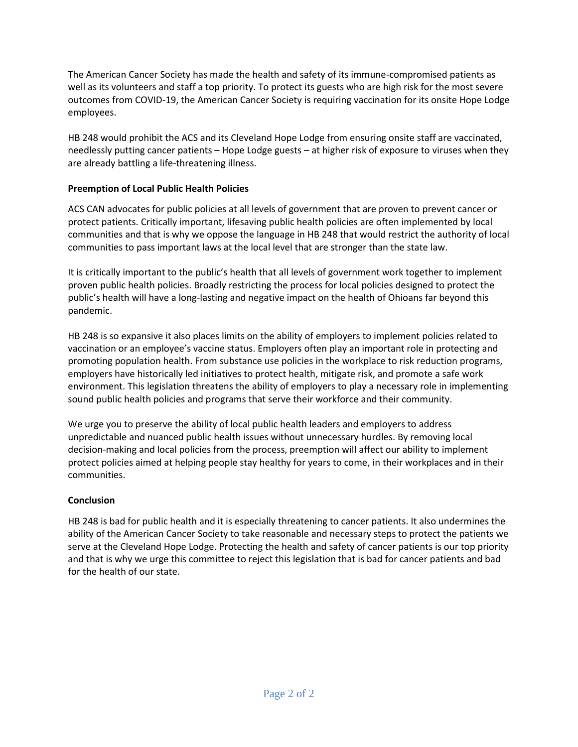The American Cancer Society has made the health and safety of its immune-compromised patients as well as its volunteers and staff a top priority. To protect its guests who are high risk for the most severe outcomes from COVID-19, the American Cancer Society is requiring vaccination for its onsite Hope Lodge employees.

HB 248 would prohibit the ACS and its Cleveland Hope Lodge from ensuring onsite staff are vaccinated, needlessly putting cancer patients – Hope Lodge guests – at higher risk of exposure to viruses when they are already battling a life-threatening illness.

**Preemption of Local Public Health Policies**

ACS CAN advocates for public policies at all levels of government that are proven to prevent cancer or protect patients. Critically important, lifesaving public health policies are often implemented by local communities and that is why we oppose the language in HB 248 that would restrict the authority of local communities to pass important laws at the local level that are stronger than the state law.

It is critically important to the public's health that all levels of government work together to implement proven public health policies. Broadly restricting the process for local policies designed to protect the public's health will have a long-lasting and negative impact on the health of Ohioans far beyond this pandemic.

HB 248 is so expansive it also places limits on the ability of employers to implement policies related to vaccination or an employee's vaccine status. Employers often play an important role in protecting and promoting population health. From substance use policies in the workplace to risk reduction programs, employers have historically led initiatives to protect health, mitigate risk, and promote a safe work environment. This legislation threatens the ability of employers to play a necessary role in implementing sound public health policies and programs that serve their workforce and their community.

We urge you to preserve the ability of local public health leaders and employers to address unpredictable and nuanced public health issues without unnecessary hurdles. By removing local decision-making and local policies from the process, preemption will affect our ability to implement protect policies aimed at helping people stay healthy for years to come, in their workplaces and in their communities.

**Conclusion**

HB 248 is bad for public health and it is especially threatening to cancer patients. It also undermines the ability of the American Cancer Society to take reasonable and necessary steps to protect the patients we serve at the Cleveland Hope Lodge. Protecting the health and safety of cancer patients is our top priority and that is why we urge this committee to reject this legislation that is bad for cancer patients and bad for the health of our state.